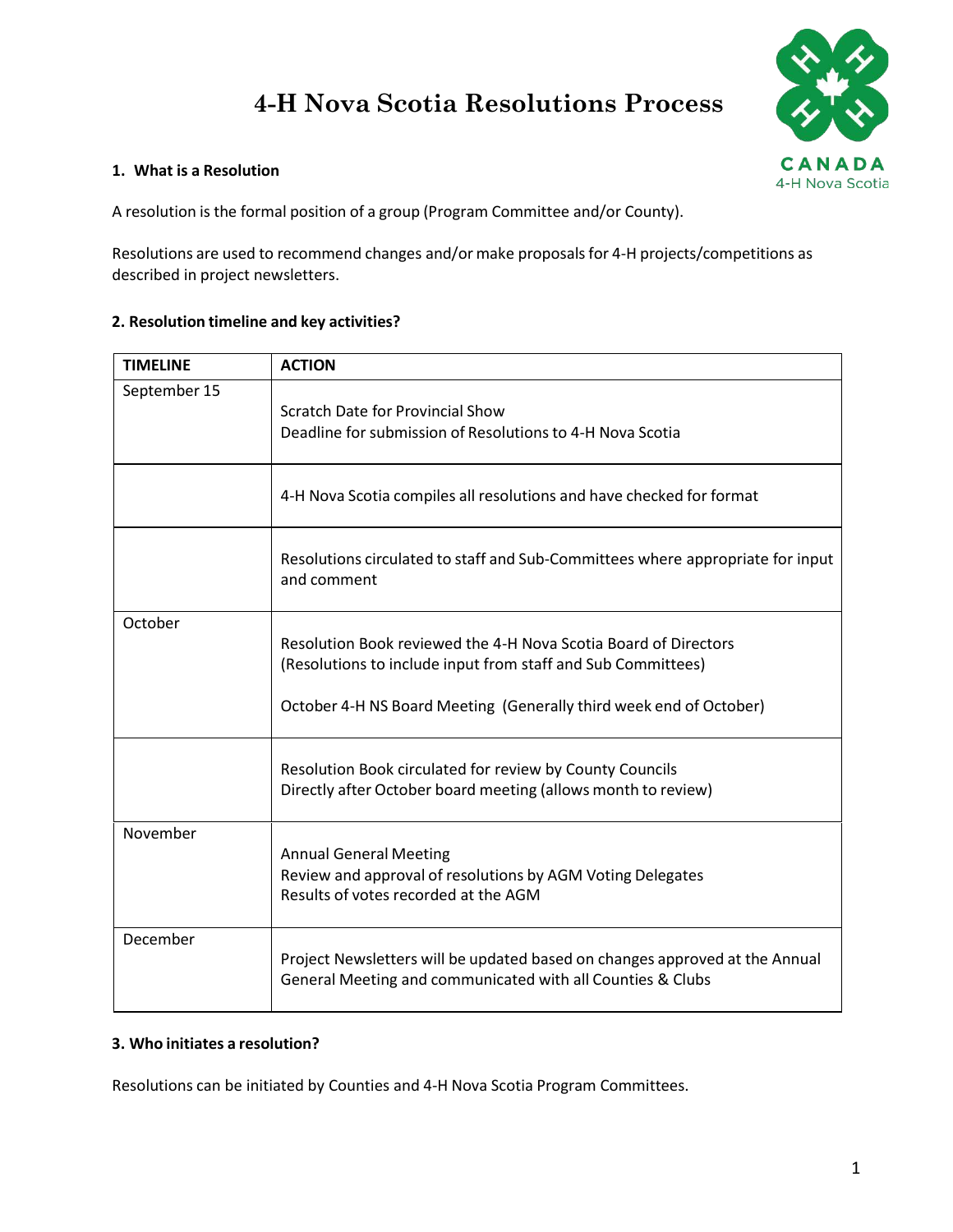# 4-H Nova Scotia Resolutions Process

## 1. What is a Resolution

A resolution is the formal position of a group (Program Committee and/or County).

Resolutions are used to recommend changes and/or make proposals for 4-H projects/competitions as described in project newsletters.

## 2. Resolution timeline and key activities?

| TIMELINE | ACTION |
|---|---|
| September 15 | Scratch Date for Provincial Show<br>Deadline for submission of Resolutions to 4-H Nova Scotia |
| | 4-H Nova Scotia compiles all resolutions and have checked for format |
| | Resolutions circulated to staff and Sub-Committees where appropriate for input and comment |
| October | Resolution Book reviewed the 4-H Nova Scotia Board of Directors (Resolutions to include input from staff and Sub Committees)<br><br>October 4-H NS Board Meeting (Generally third week end of October) |
| | Resolution Book circulated for review by County Councils<br>Directly after October board meeting (allows month to review) |
| November | Annual General Meeting<br>Review and approval of resolutions by AGM Voting Delegates<br>Results of votes recorded at the AGM |
| December | Project Newsletters will be updated based on changes approved at the Annual General Meeting and communicated with all Counties & Clubs |

## 3. Who initiates a resolution?

Resolutions can be initiated by Counties and 4-H Nova Scotia Program Committees.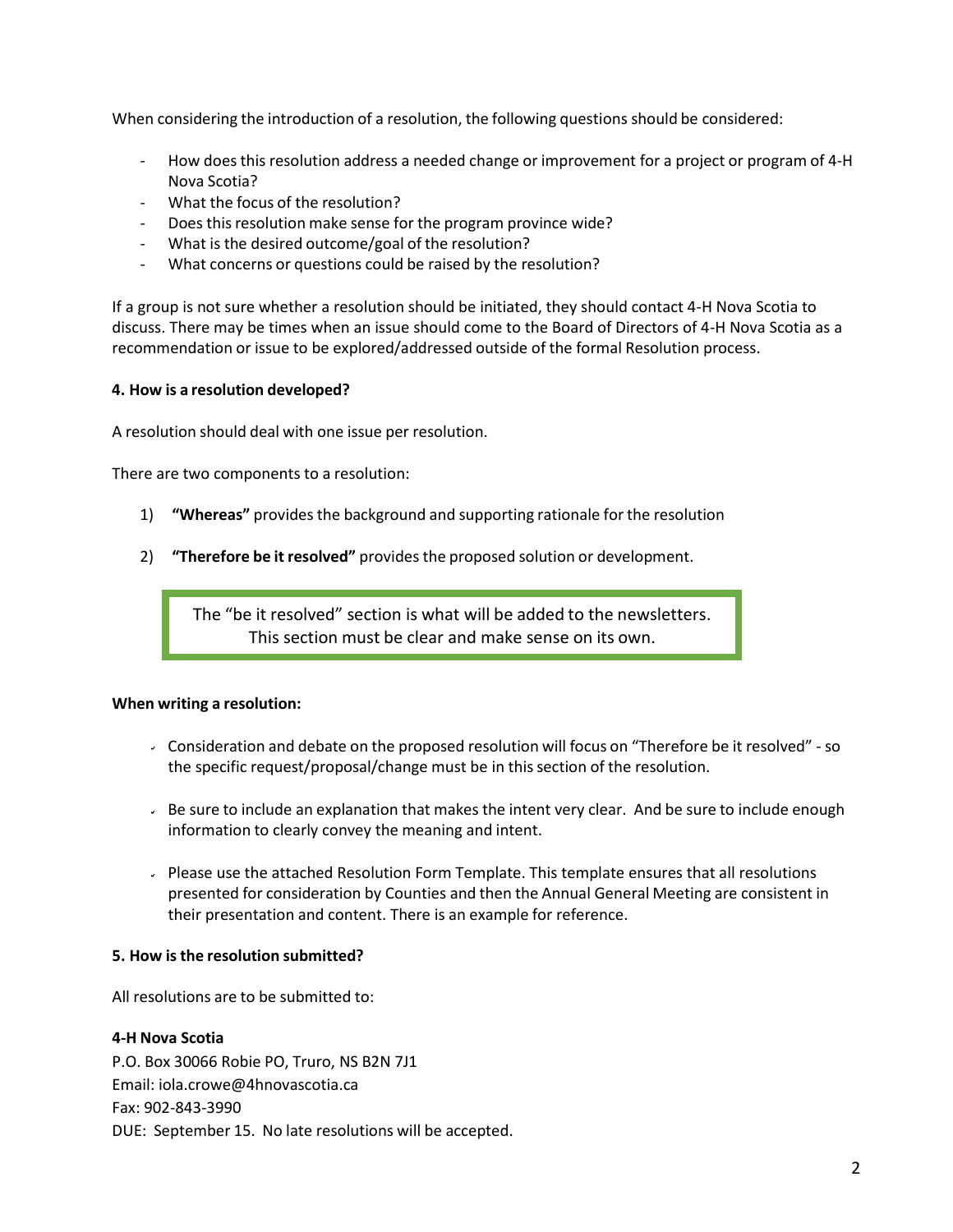When considering the introduction of a resolution, the following questions should be considered:

- How does this resolution address a needed change or improvement for a project or program of 4-H Nova Scotia?
- What the focus of the resolution?
- Does this resolution make sense for the program province wide?
- What is the desired outcome/goal of the resolution?
- What concerns or questions could be raised by the resolution?

If a group is not sure whether a resolution should be initiated, they should contact 4-H Nova Scotia to discuss. There may be times when an issue should come to the Board of Directors of 4-H Nova Scotia as a recommendation or issue to be explored/addressed outside of the formal Resolution process.

**4. How is a resolution developed?**

A resolution should deal with one issue per resolution.

There are two components to a resolution:

1) **"Whereas"** provides the background and supporting rationale for the resolution

2) **"Therefore be it resolved"** provides the proposed solution or development.

> The "be it resolved" section is what will be added to the newsletters. This section must be clear and make sense on its own.

**When writing a resolution:**

- Consideration and debate on the proposed resolution will focus on "Therefore be it resolved" - so the specific request/proposal/change must be in this section of the resolution.

- Be sure to include an explanation that makes the intent very clear. And be sure to include enough information to clearly convey the meaning and intent.

- Please use the attached Resolution Form Template. This template ensures that all resolutions presented for consideration by Counties and then the Annual General Meeting are consistent in their presentation and content. There is an example for reference.

**5. How is the resolution submitted?**

All resolutions are to be submitted to:

**4-H Nova Scotia**
P.O. Box 30066 Robie PO, Truro, NS B2N 7J1
Email: iola.crowe@4hnovascotia.ca
Fax: 902-843-3990
DUE: September 15. No late resolutions will be accepted.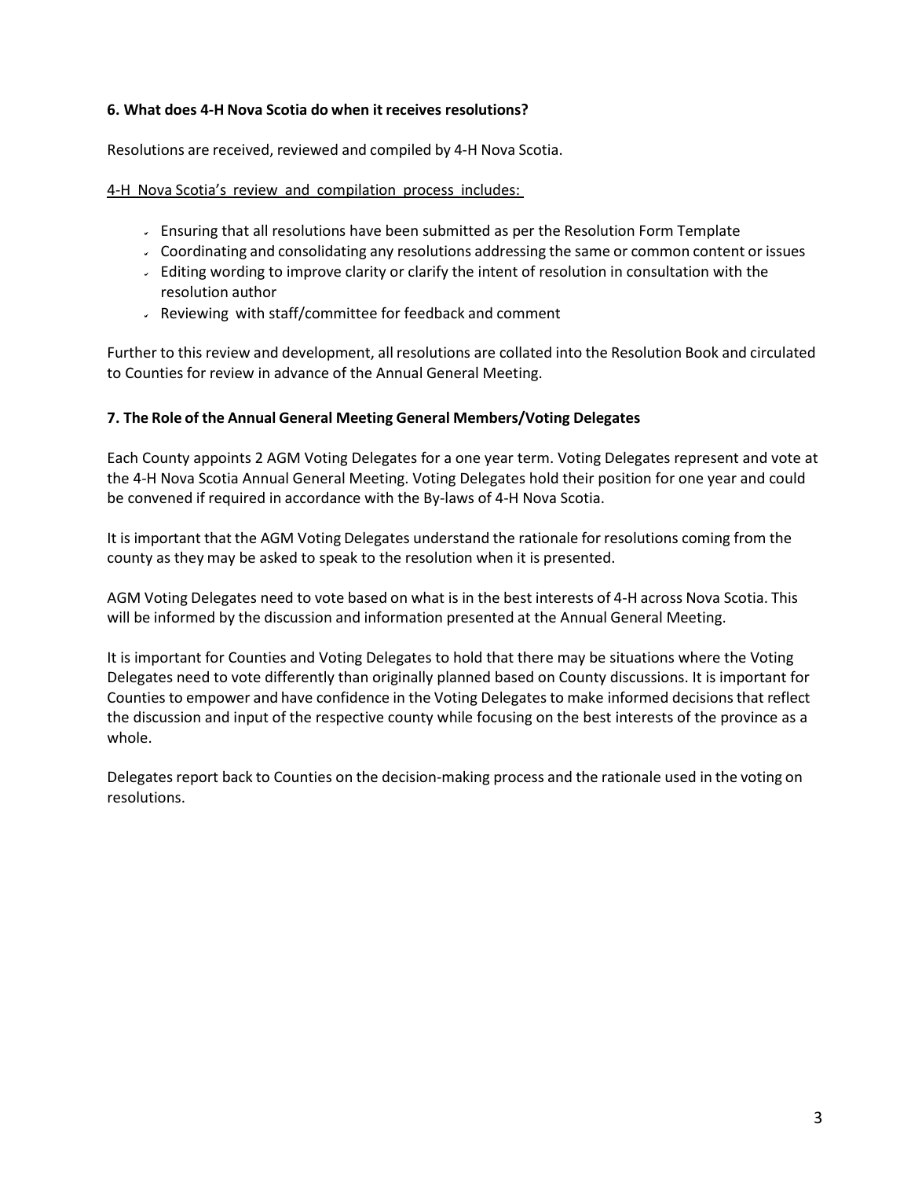**6. What does 4-H Nova Scotia do when it receives resolutions?**

Resolutions are received, reviewed and compiled by 4-H Nova Scotia.

<u>4-H Nova Scotia's review and compilation process includes:</u>

- Ensuring that all resolutions have been submitted as per the Resolution Form Template
- Coordinating and consolidating any resolutions addressing the same or common content or issues
- Editing wording to improve clarity or clarify the intent of resolution in consultation with the resolution author
- Reviewing with staff/committee for feedback and comment

Further to this review and development, all resolutions are collated into the Resolution Book and circulated to Counties for review in advance of the Annual General Meeting.

**7. The Role of the Annual General Meeting General Members/Voting Delegates**

Each County appoints 2 AGM Voting Delegates for a one year term. Voting Delegates represent and vote at the 4-H Nova Scotia Annual General Meeting. Voting Delegates hold their position for one year and could be convened if required in accordance with the By-laws of 4-H Nova Scotia.

It is important that the AGM Voting Delegates understand the rationale for resolutions coming from the county as they may be asked to speak to the resolution when it is presented.

AGM Voting Delegates need to vote based on what is in the best interests of 4-H across Nova Scotia. This will be informed by the discussion and information presented at the Annual General Meeting.

It is important for Counties and Voting Delegates to hold that there may be situations where the Voting Delegates need to vote differently than originally planned based on County discussions. It is important for Counties to empower and have confidence in the Voting Delegates to make informed decisions that reflect the discussion and input of the respective county while focusing on the best interests of the province as a whole.

Delegates report back to Counties on the decision-making process and the rationale used in the voting on resolutions.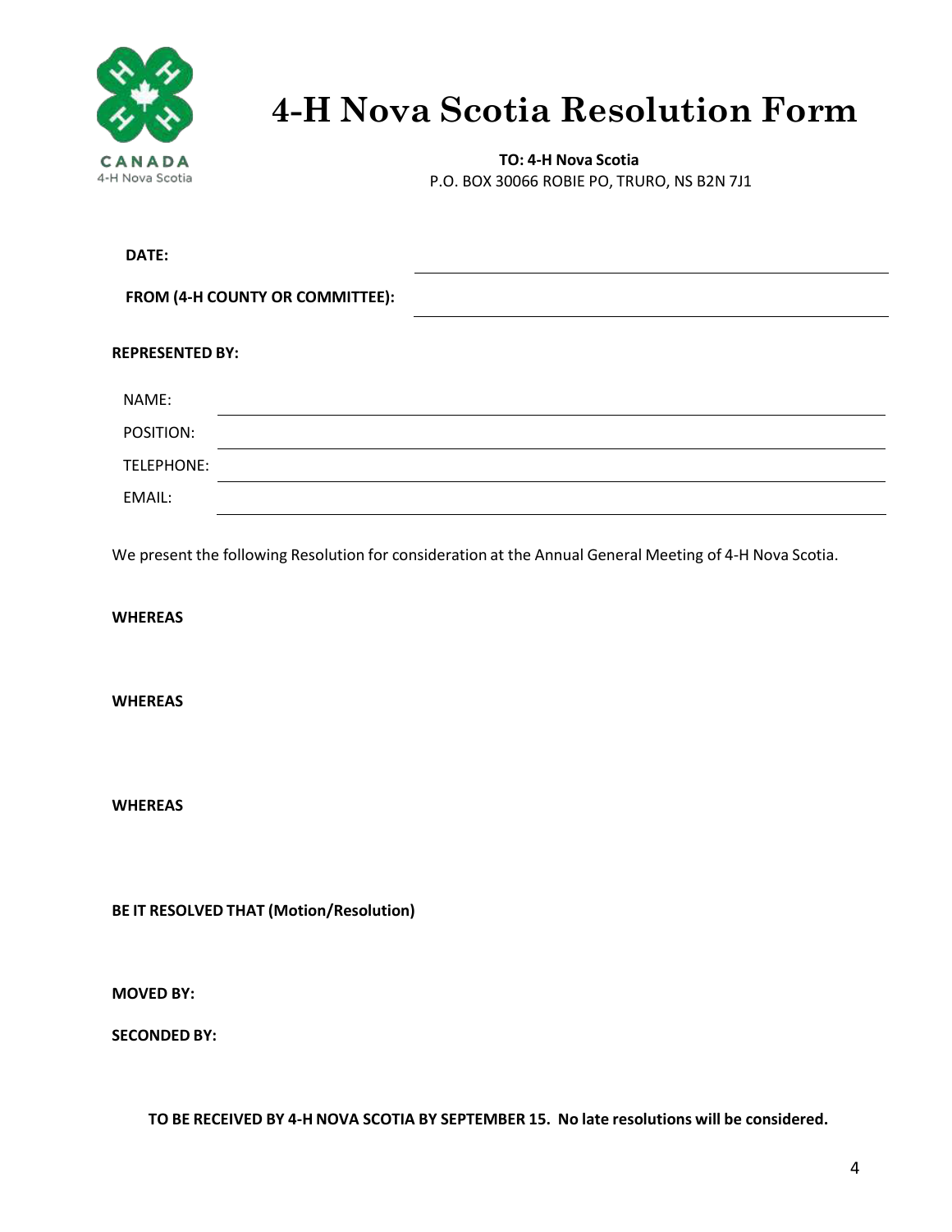# 4-H Nova Scotia Resolution Form

**TO: 4-H Nova Scotia**
P.O. BOX 30066 ROBIE PO, TRURO, NS B2N 7J1

**DATE:** ______________________________

**FROM (4-H COUNTY OR COMMITTEE):** ______________________________

**REPRESENTED BY:**

NAME: ______________________________

POSITION: ______________________________

TELEPHONE: ______________________________

EMAIL: ______________________________

We present the following Resolution for consideration at the Annual General Meeting of 4-H Nova Scotia.

**WHEREAS**

**WHEREAS**

**WHEREAS**

**BE IT RESOLVED THAT (Motion/Resolution)**

**MOVED BY:**

**SECONDED BY:**

**TO BE RECEIVED BY 4-H NOVA SCOTIA BY SEPTEMBER 15. No late resolutions will be considered.**